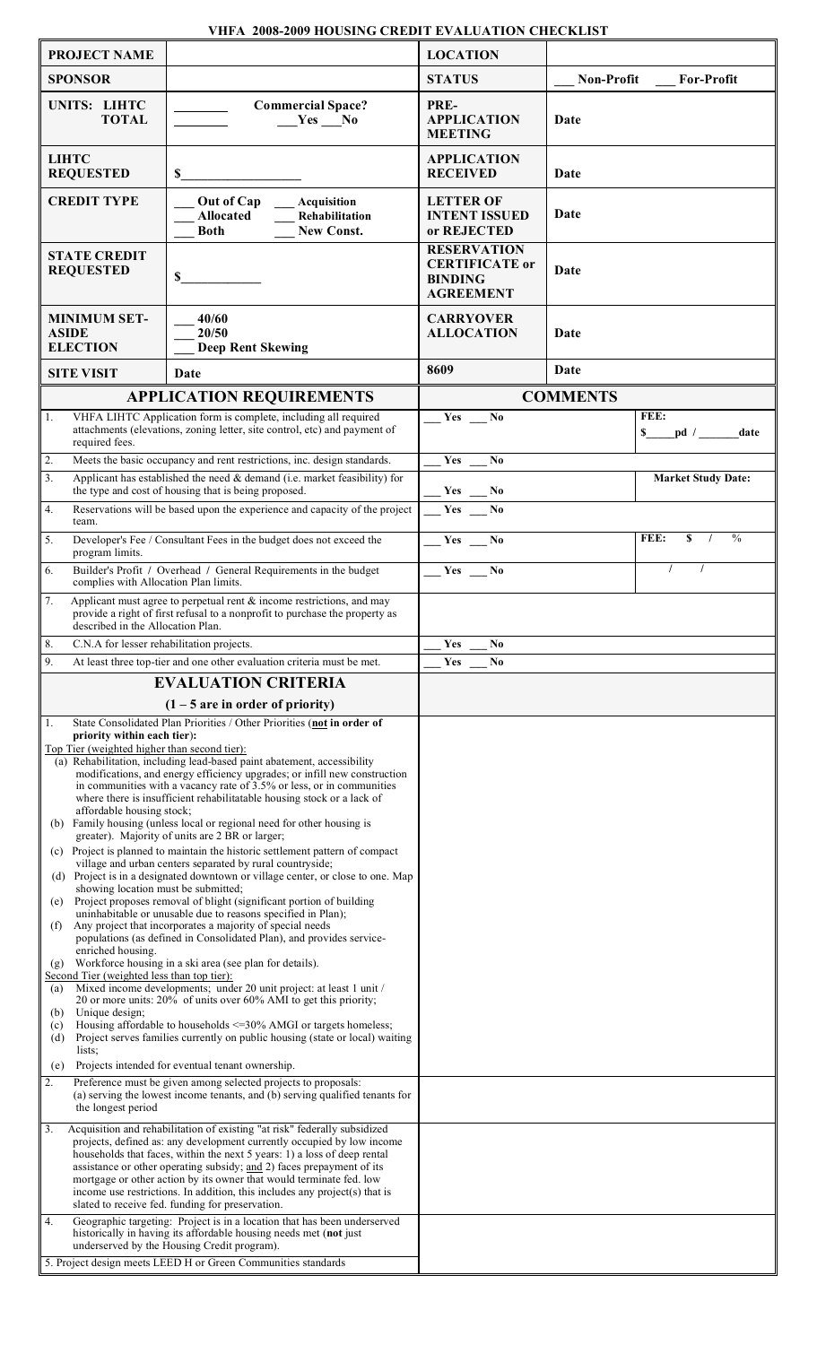# VHFA 2008-2009 HOUSING CREDIT EVALUATION CHECKLIST

| **PROJECT NAME** | | **LOCATION** | |
|---|---|---|---|
| **SPONSOR** | | **STATUS** | ___ **Non-Profit** ___ **For-Profit** |
| **UNITS: LIHTC TOTAL** | ________ ________ **Commercial Space?** ___ **Yes** ___ **No** | **PRE-APPLICATION MEETING** | **Date** |
| **LIHTC REQUESTED** | **$**________________ | **APPLICATION RECEIVED** | **Date** |
| **CREDIT TYPE** | ___ **Out of Cap** ___ **Allocated** ___ **Both** ___ **Acquisition** ___ **Rehabilitation** ___ **New Const.** | **LETTER OF INTENT ISSUED or REJECTED** | **Date** |
| **STATE CREDIT REQUESTED** | **$**__________ | **RESERVATION CERTIFICATE or BINDING AGREEMENT** | **Date** |
| **MINIMUM SET-ASIDE ELECTION** | ___ **40/60** ___ **20/50** ___ **Deep Rent Skewing** | **CARRYOVER ALLOCATION** | **Date** |
| **SITE VISIT** | **Date** | **8609** | **Date** |

| **APPLICATION REQUIREMENTS** | **COMMENTS** | |
|---|---|---|
| 1. VHFA LIHTC Application form is complete, including all required attachments (elevations, zoning letter, site control, etc) and payment of required fees. | ___ Yes ___ No | **FEE:** **$**____**pd** / ______**date** |
| 2. Meets the basic occupancy and rent restrictions, inc. design standards. | ___ Yes ___ No | |
| 3. Applicant has established the need & demand (i.e. market feasibility) for the type and cost of housing that is being proposed. | ___ Yes ___ No | **Market Study Date:** |
| 4. Reservations will be based upon the experience and capacity of the project team. | ___ Yes ___ No | |
| 5. Developer's Fee / Consultant Fees in the budget does not exceed the program limits. | ___ Yes ___ No | **FEE:** **$** / % |
| 6. Builder's Profit / Overhead / General Requirements in the budget complies with Allocation Plan limits. | ___ Yes ___ No | / / |
| 7. Applicant must agree to perpetual rent & income restrictions, and may provide a right of first refusal to a nonprofit to purchase the property as described in the Allocation Plan. | | |
| 8. C.N.A for lesser rehabilitation projects. | ___ Yes ___ No | |
| 9. At least three top-tier and one other evaluation criteria must be met. | ___ Yes ___ No | |

| **EVALUATION CRITERIA** **(1 – 5 are in order of priority)** | |
|---|---|
| 1. State Consolidated Plan Priorities / Other Priorities (**not in order of priority within each tier**):<br>Top Tier (weighted higher than second tier):<br>(a) Rehabilitation, including lead-based paint abatement, accessibility modifications, and energy efficiency upgrades; or infill new construction in communities with a vacancy rate of 3.5% or less, or in communities where there is insufficient rehabilitatable housing stock or a lack of affordable housing stock;<br>(b) Family housing (unless local or regional need for other housing is greater). Majority of units are 2 BR or larger;<br>(c) Project is planned to maintain the historic settlement pattern of compact village and urban centers separated by rural countryside;<br>(d) Project is in a designated downtown or village center, or close to one. Map showing location must be submitted;<br>(e) Project proposes removal of blight (significant portion of building uninhabitable or unusable due to reasons specified in Plan);<br>(f) Any project that incorporates a majority of special needs populations (as defined in Consolidated Plan), and provides service-enriched housing.<br>(g) Workforce housing in a ski area (see plan for details).<br>Second Tier (weighted less than top tier):<br>(a) Mixed income developments; under 20 unit project: at least 1 unit / 20 or more units: 20% of units over 60% AMI to get this priority;<br>(b) Unique design;<br>(c) Housing affordable to households <=30% AMGI or targets homeless;<br>(d) Project serves families currently on public housing (state or local) waiting lists;<br>(e) Projects intended for eventual tenant ownership. | |
| 2. Preference must be given among selected projects to proposals: (a) serving the lowest income tenants, and (b) serving qualified tenants for the longest period | |
| 3. Acquisition and rehabilitation of existing "at risk" federally subsidized projects, defined as: any development currently occupied by low income households that faces, within the next 5 years: 1) a loss of deep rental assistance or other operating subsidy; and 2) faces prepayment of its mortgage or other action by its owner that would terminate fed. low income use restrictions. In addition, this includes any project(s) that is slated to receive fed. funding for preservation. | |
| 4. Geographic targeting: Project is in a location that has been underserved historically in having its affordable housing needs met (**not** just underserved by the Housing Credit program). | |
| 5. Project design meets LEED H or Green Communities standards | |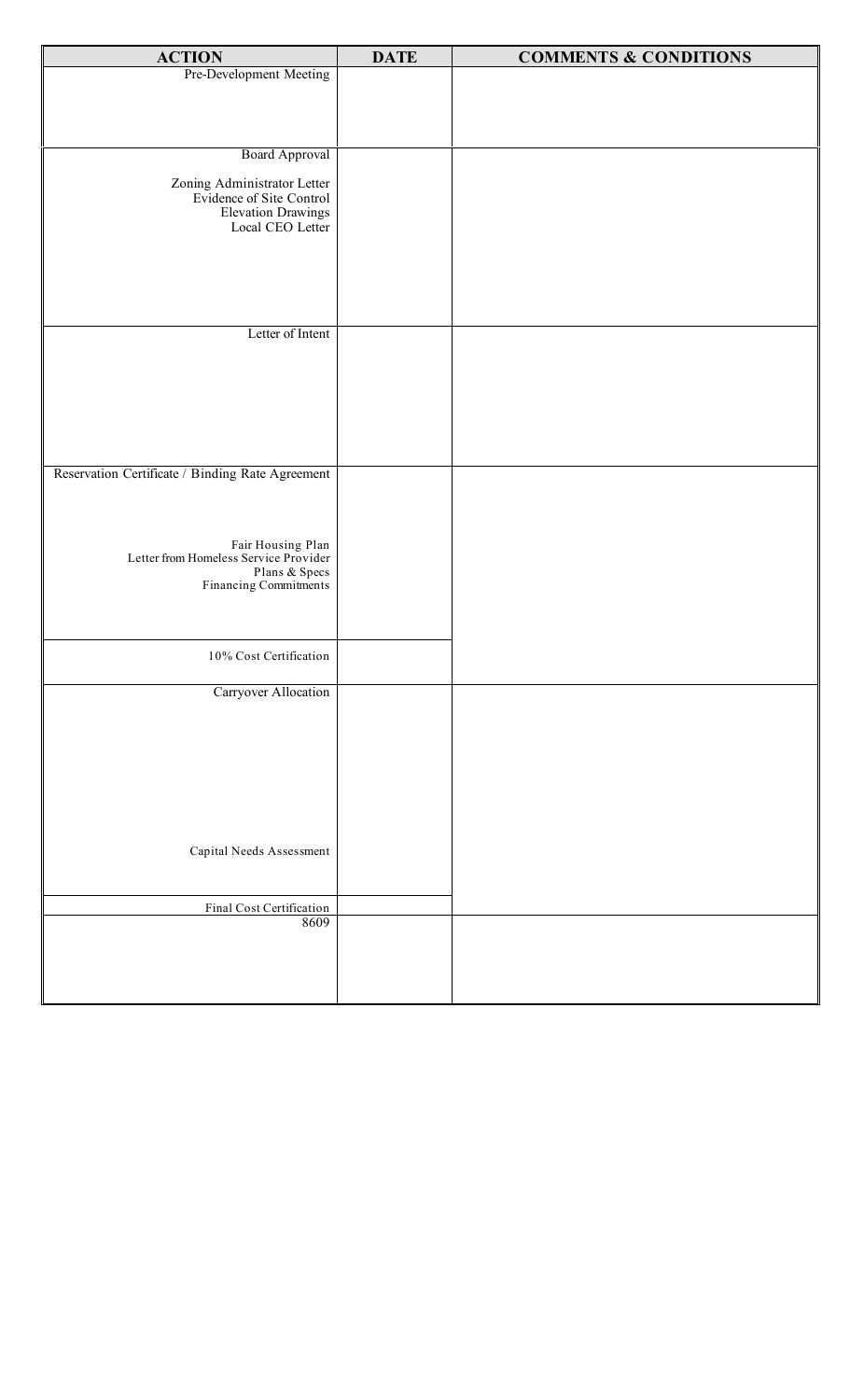| ACTION | DATE | COMMENTS & CONDITIONS |
|---|---|---|
| Pre-Development Meeting | | |
| Board Approval<br><br>Zoning Administrator Letter<br>Evidence of Site Control<br>Elevation Drawings<br>Local CEO Letter | | |
| Letter of Intent | | |
| Reservation Certificate / Binding Rate Agreement<br><br>Fair Housing Plan<br>Letter from Homeless Service Provider<br>Plans & Specs<br>Financing Commitments | | |
| 10% Cost Certification | | |
| Carryover Allocation<br><br>Capital Needs Assessment | | |
| Final Cost Certification | | |
| 8609 | | |